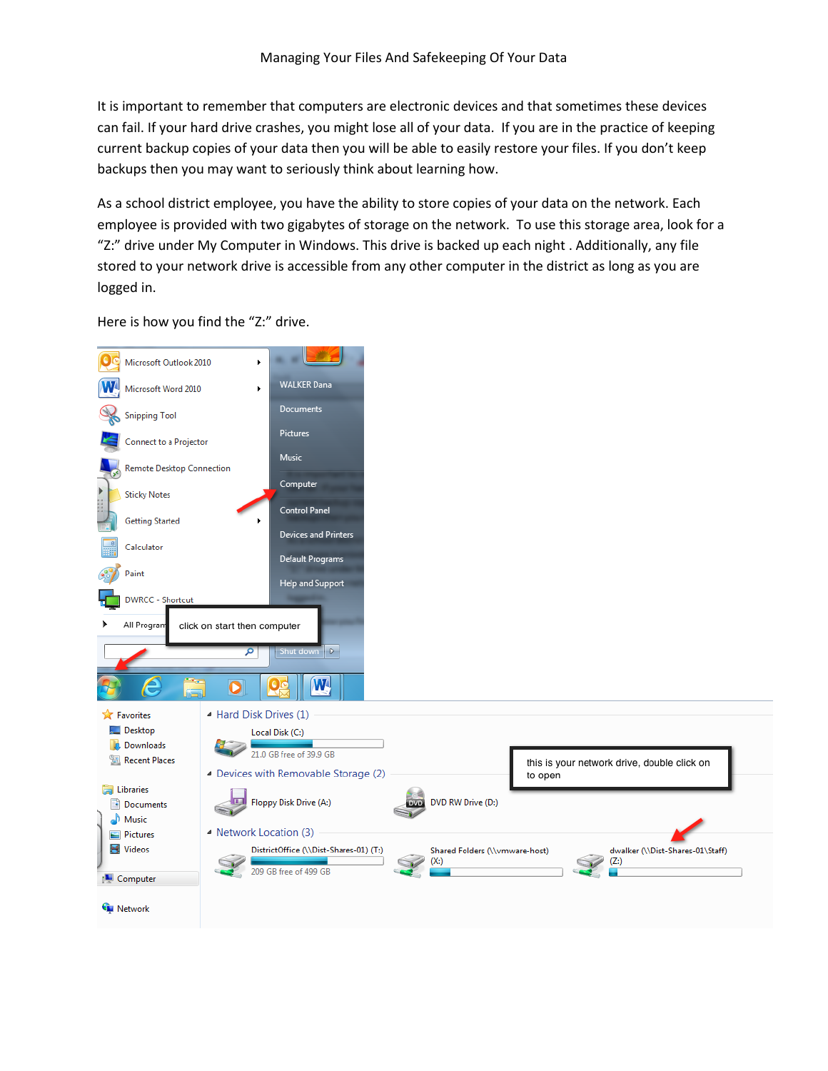# Managing Your Files And Safekeeping Of Your Data

It is important to remember that computers are electronic devices and that sometimes these devices can fail. If your hard drive crashes, you might lose all of your data. If you are in the practice of keeping current backup copies of your data then you will be able to easily restore your files. If you don't keep backups then you may want to seriously think about learning how.

As a school district employee, you have the ability to store copies of your data on the network. Each employee is provided with two gigabytes of storage on the network. To use this storage area, look for a "Z:" drive under My Computer in Windows. This drive is backed up each night . Additionally, any file stored to your network drive is accessible from any other computer in the district as long as you are logged in.

Here is how you find the "Z:" drive.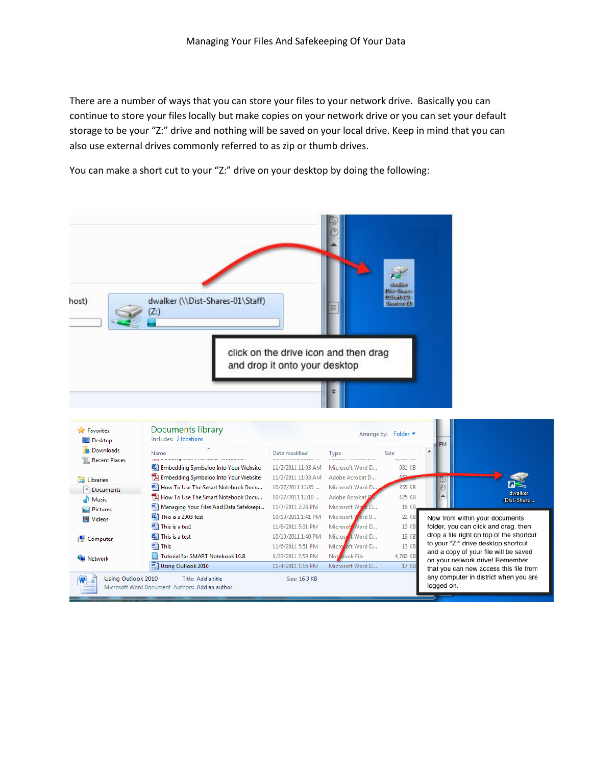There are a number of ways that you can store your files to your network drive. Basically you can continue to store your files locally but make copies on your network drive or you can set your default storage to be your "Z:" drive and nothing will be saved on your local drive. Keep in mind that you can also use external drives commonly referred to as zip or thumb drives.

You can make a short cut to your "Z:" drive on your desktop by doing the following:

click on the drive icon and then drag and drop it onto your desktop

Now from within your documents folder, you can click and drag, then drop a file right on top of the shortcut to your "Z:" drive desktop shortcut and a copy of your file will be saved on your network drive! Remember that you can now access this file from any computer in district when you are logged on.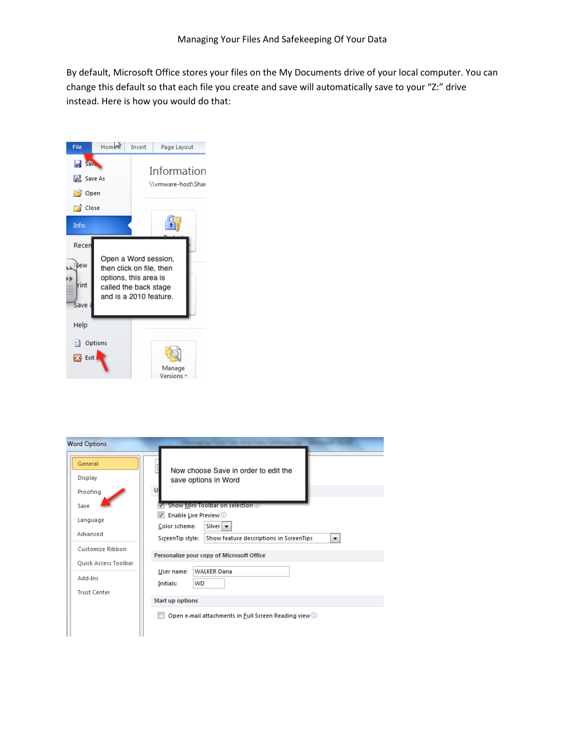Managing Your Files And Safekeeping Of Your Data

By default, Microsoft Office stores your files on the My Documents drive of your local computer. You can change this default so that each file you create and save will automatically save to your "Z:" drive instead. Here is how you would do that:

Open a Word session, then click on file, then options, this area is called the back stage and is a 2010 feature.

Now choose Save in order to edit the save options in Word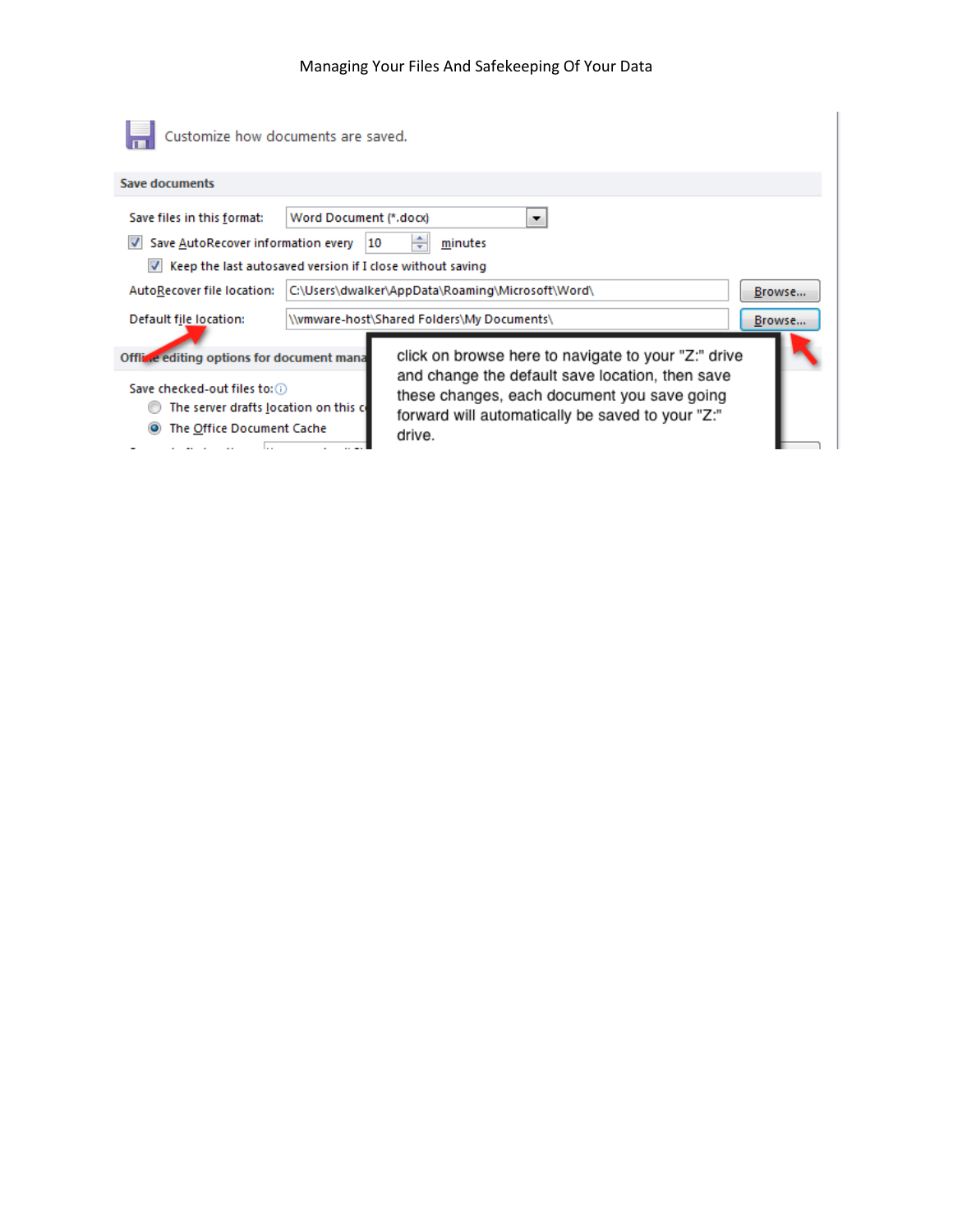Customize how documents are saved.

**Save documents**

Save files in this format: Word Document (*.docx)

☑ Save AutoRecover information every 10 minutes

☑ Keep the last autosaved version if I close without saving

AutoRecover file location: C:\Users\dwalker\AppData\Roaming\Microsoft\Word\ Browse...

Default file location: \\vmware-host\Shared Folders\My Documents\ Browse...

**Offline editing options for document mana**

Save checked-out files to:

○ The server drafts location on this c

◉ The Office Document Cache

click on browse here to navigate to your "Z:" drive and change the default save location, then save these changes, each document you save going forward will automatically be saved to your "Z:" drive.